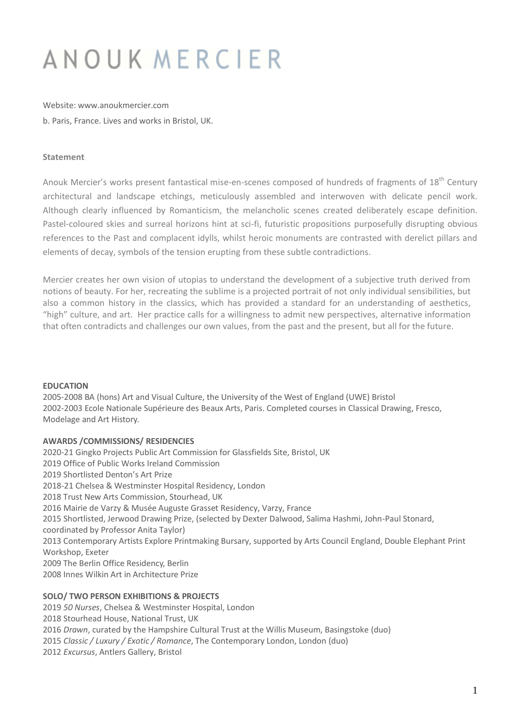# ANOUK MERCIER

Website: www.anoukmercier.com

b. Paris, France. Lives and works in Bristol, UK.

**Statement**

Anouk Mercier's works present fantastical mise-en-scenes composed of hundreds of fragments of 18th Century architectural and landscape etchings, meticulously assembled and interwoven with delicate pencil work. Although clearly influenced by Romanticism, the melancholic scenes created deliberately escape definition. Pastel-coloured skies and surreal horizons hint at sci-fi, futuristic propositions purposefully disrupting obvious references to the Past and complacent idylls, whilst heroic monuments are contrasted with derelict pillars and elements of decay, symbols of the tension erupting from these subtle contradictions.

Mercier creates her own vision of utopias to understand the development of a subjective truth derived from notions of beauty. For her, recreating the sublime is a projected portrait of not only individual sensibilities, but also a common history in the classics, which has provided a standard for an understanding of aesthetics, "high" culture, and art. Her practice calls for a willingness to admit new perspectives, alternative information that often contradicts and challenges our own values, from the past and the present, but all for the future.

**EDUCATION**

2005-2008 BA (hons) Art and Visual Culture, the University of the West of England (UWE) Bristol
2002-2003 Ecole Nationale Supérieure des Beaux Arts, Paris. Completed courses in Classical Drawing, Fresco, Modelage and Art History.

**AWARDS /COMMISSIONS/ RESIDENCIES**

2020-21 Gingko Projects Public Art Commission for Glassfields Site, Bristol, UK
2019 Office of Public Works Ireland Commission
2019 Shortlisted Denton's Art Prize
2018-21 Chelsea & Westminster Hospital Residency, London
2018 Trust New Arts Commission, Stourhead, UK
2016 Mairie de Varzy & Musée Auguste Grasset Residency, Varzy, France
2015 Shortlisted, Jerwood Drawing Prize, (selected by Dexter Dalwood, Salima Hashmi, John-Paul Stonard, coordinated by Professor Anita Taylor)
2013 Contemporary Artists Explore Printmaking Bursary, supported by Arts Council England, Double Elephant Print Workshop, Exeter
2009 The Berlin Office Residency, Berlin
2008 Innes Wilkin Art in Architecture Prize

**SOLO/ TWO PERSON EXHIBITIONS & PROJECTS**

2019 *50 Nurses*, Chelsea & Westminster Hospital, London
2018 Stourhead House, National Trust, UK
2016 *Drawn*, curated by the Hampshire Cultural Trust at the Willis Museum, Basingstoke (duo)
2015 *Classic / Luxury / Exotic / Romance*, The Contemporary London, London (duo)
2012 *Excursus*, Antlers Gallery, Bristol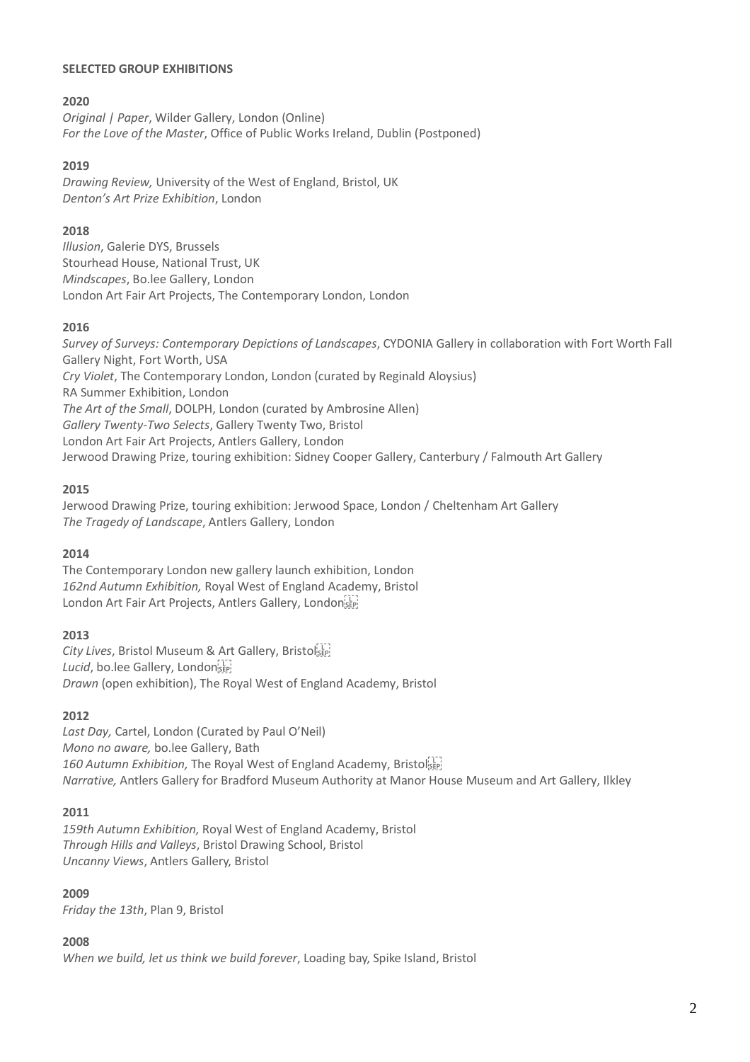**SELECTED GROUP EXHIBITIONS**

**2020**

*Original | Paper*, Wilder Gallery, London (Online)
*For the Love of the Master*, Office of Public Works Ireland, Dublin (Postponed)

**2019**

*Drawing Review,* University of the West of England, Bristol, UK
*Denton's Art Prize Exhibition*, London

**2018**

*Illusion*, Galerie DYS, Brussels
Stourhead House, National Trust, UK
*Mindscapes*, Bo.lee Gallery, London
London Art Fair Art Projects, The Contemporary London, London

**2016**

*Survey of Surveys: Contemporary Depictions of Landscapes*, CYDONIA Gallery in collaboration with Fort Worth Fall Gallery Night, Fort Worth, USA
*Cry Violet*, The Contemporary London, London (curated by Reginald Aloysius)
RA Summer Exhibition, London
*The Art of the Small*, DOLPH, London (curated by Ambrosine Allen)
*Gallery Twenty-Two Selects*, Gallery Twenty Two, Bristol
London Art Fair Art Projects, Antlers Gallery, London
Jerwood Drawing Prize, touring exhibition: Sidney Cooper Gallery, Canterbury / Falmouth Art Gallery

**2015**

Jerwood Drawing Prize, touring exhibition: Jerwood Space, London / Cheltenham Art Gallery
*The Tragedy of Landscape*, Antlers Gallery, London

**2014**

The Contemporary London new gallery launch exhibition, London
*162nd Autumn Exhibition,* Royal West of England Academy, Bristol
London Art Fair Art Projects, Antlers Gallery, London

**2013**

*City Lives*, Bristol Museum & Art Gallery, Bristol
*Lucid*, bo.lee Gallery, London
*Drawn* (open exhibition), The Royal West of England Academy, Bristol

**2012**

*Last Day,* Cartel, London (Curated by Paul O'Neil)
*Mono no aware,* bo.lee Gallery, Bath
*160 Autumn Exhibition,* The Royal West of England Academy, Bristol
*Narrative,* Antlers Gallery for Bradford Museum Authority at Manor House Museum and Art Gallery, Ilkley

**2011**

*159th Autumn Exhibition,* Royal West of England Academy, Bristol
*Through Hills and Valleys*, Bristol Drawing School, Bristol
*Uncanny Views*, Antlers Gallery, Bristol

**2009**

*Friday the 13th*, Plan 9, Bristol

**2008**

*When we build, let us think we build forever*, Loading bay, Spike Island, Bristol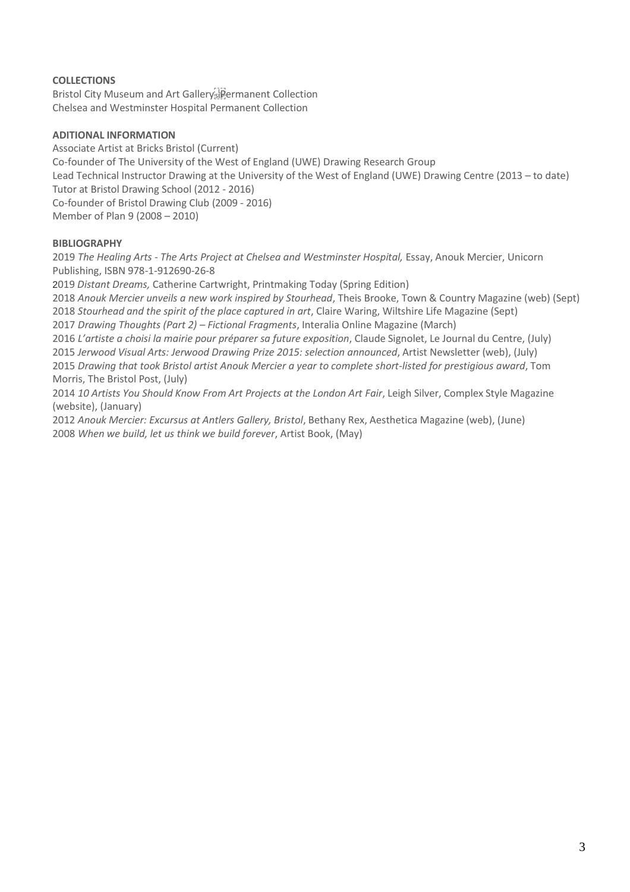**COLLECTIONS**

Bristol City Museum and Art Gallery Permanent Collection
Chelsea and Westminster Hospital Permanent Collection

**ADITIONAL INFORMATION**

Associate Artist at Bricks Bristol (Current)
Co-founder of The University of the West of England (UWE) Drawing Research Group
Lead Technical Instructor Drawing at the University of the West of England (UWE) Drawing Centre (2013 – to date)
Tutor at Bristol Drawing School (2012 - 2016)
Co-founder of Bristol Drawing Club (2009 - 2016)
Member of Plan 9 (2008 – 2010)

**BIBLIOGRAPHY**

2019 *The Healing Arts - The Arts Project at Chelsea and Westminster Hospital,* Essay, Anouk Mercier, Unicorn Publishing, ISBN 978-1-912690-26-8
2019 *Distant Dreams,* Catherine Cartwright, Printmaking Today (Spring Edition)
2018 *Anouk Mercier unveils a new work inspired by Stourhead*, Theis Brooke, Town & Country Magazine (web) (Sept)
2018 *Stourhead and the spirit of the place captured in art*, Claire Waring, Wiltshire Life Magazine (Sept)
2017 *Drawing Thoughts (Part 2) – Fictional Fragments*, Interalia Online Magazine (March)
2016 *L'artiste a choisi la mairie pour préparer sa future exposition*, Claude Signolet, Le Journal du Centre, (July)
2015 *Jerwood Visual Arts: Jerwood Drawing Prize 2015: selection announced*, Artist Newsletter (web), (July)
2015 *Drawing that took Bristol artist Anouk Mercier a year to complete short-listed for prestigious award*, Tom Morris, The Bristol Post, (July)
2014 *10 Artists You Should Know From Art Projects at the London Art Fair*, Leigh Silver, Complex Style Magazine (website), (January)
2012 *Anouk Mercier: Excursus at Antlers Gallery, Bristol*, Bethany Rex, Aesthetica Magazine (web), (June)
2008 *When we build, let us think we build forever*, Artist Book, (May)